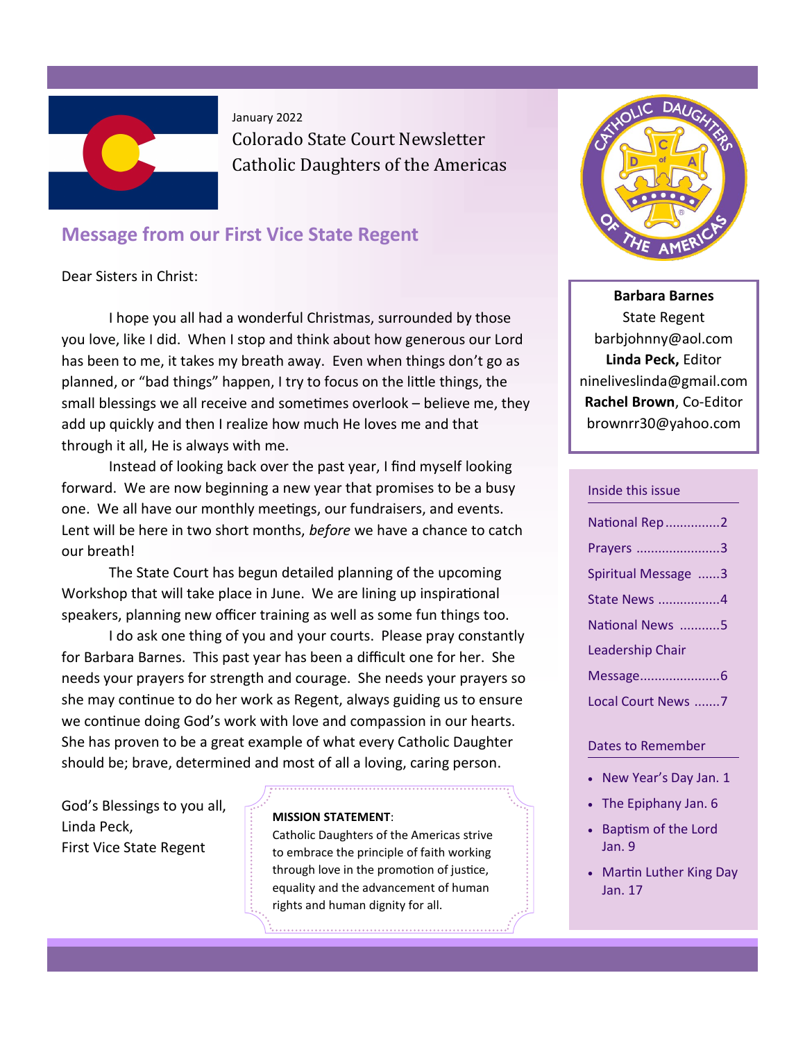January 2022

Colorado State Court Newsletter

Catholic Daughters of the Americas

## Message from our First Vice State Regent

Dear Sisters in Christ:

I hope you all had a wonderful Christmas, surrounded by those you love, like I did. When I stop and think about how generous our Lord has been to me, it takes my breath away. Even when things don't go as planned, or "bad things" happen, I try to focus on the little things, the small blessings we all receive and sometimes overlook – believe me, they add up quickly and then I realize how much He loves me and that through it all, He is always with me.

Instead of looking back over the past year, I find myself looking forward. We are now beginning a new year that promises to be a busy one. We all have our monthly meetings, our fundraisers, and events. Lent will be here in two short months, *before* we have a chance to catch our breath!

The State Court has begun detailed planning of the upcoming Workshop that will take place in June. We are lining up inspirational speakers, planning new officer training as well as some fun things too.

I do ask one thing of you and your courts. Please pray constantly for Barbara Barnes. This past year has been a difficult one for her. She needs your prayers for strength and courage. She needs your prayers so she may continue to do her work as Regent, always guiding us to ensure we continue doing God's work with love and compassion in our hearts. She has proven to be a great example of what every Catholic Daughter should be; brave, determined and most of all a loving, caring person.

God's Blessings to you all,
Linda Peck,
First Vice State Regent

**MISSION STATEMENT**:
Catholic Daughters of the Americas strive to embrace the principle of faith working through love in the promotion of justice, equality and the advancement of human rights and human dignity for all.

**Barbara Barnes**
State Regent
barbjohnny@aol.com
**Linda Peck,** Editor
nineliveslinda@gmail.com
**Rachel Brown**, Co-Editor
brownrr30@yahoo.com

### Inside this issue

- National Rep ...............2
- Prayers .......................3
- Spiritual Message ......3
- State News .................4
- National News ...........5
- Leadership Chair Message......................6
- Local Court News .......7

### Dates to Remember

- New Year's Day Jan. 1
- The Epiphany Jan. 6
- Baptism of the Lord Jan. 9
- Martin Luther King Day Jan. 17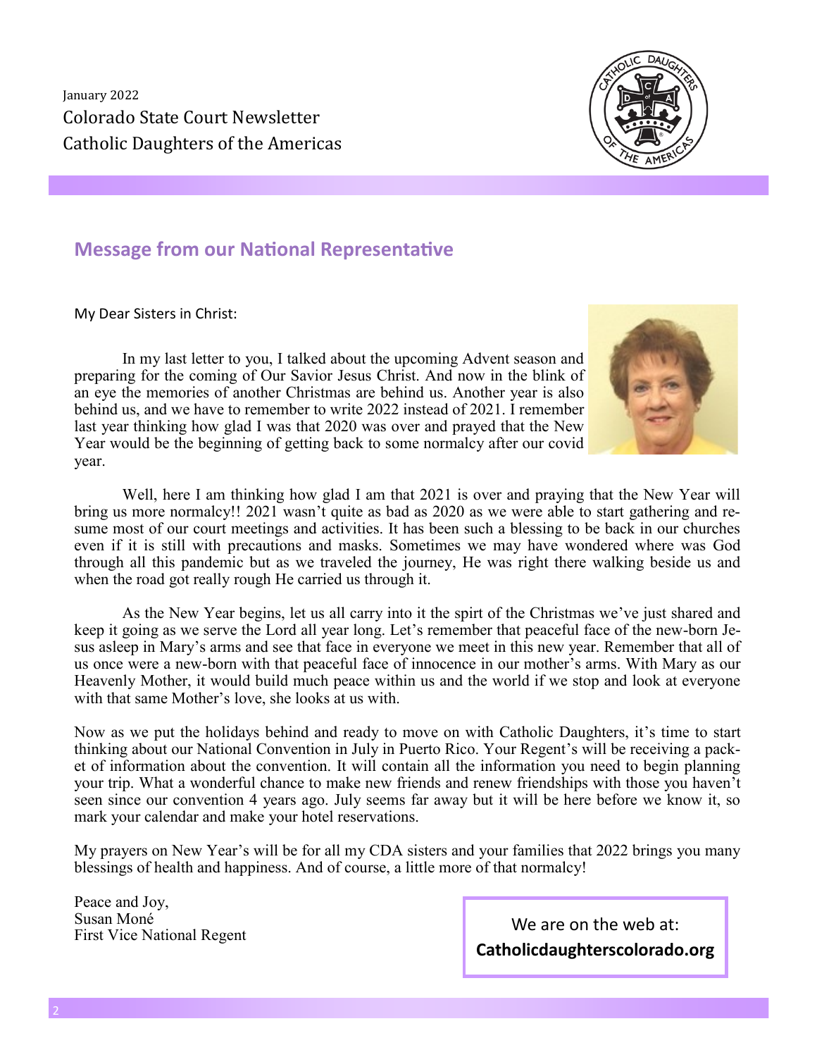January 2022

Colorado State Court Newsletter

Catholic Daughters of the Americas

## Message from our National Representative

My Dear Sisters in Christ:

In my last letter to you, I talked about the upcoming Advent season and preparing for the coming of Our Savior Jesus Christ. And now in the blink of an eye the memories of another Christmas are behind us. Another year is also behind us, and we have to remember to write 2022 instead of 2021. I remember last year thinking how glad I was that 2020 was over and prayed that the New Year would be the beginning of getting back to some normalcy after our covid year.

Well, here I am thinking how glad I am that 2021 is over and praying that the New Year will bring us more normalcy!! 2021 wasn't quite as bad as 2020 as we were able to start gathering and resume most of our court meetings and activities. It has been such a blessing to be back in our churches even if it is still with precautions and masks. Sometimes we may have wondered where was God through all this pandemic but as we traveled the journey, He was right there walking beside us and when the road got really rough He carried us through it.

As the New Year begins, let us all carry into it the spirt of the Christmas we've just shared and keep it going as we serve the Lord all year long. Let's remember that peaceful face of the new-born Jesus asleep in Mary's arms and see that face in everyone we meet in this new year. Remember that all of us once were a new-born with that peaceful face of innocence in our mother's arms. With Mary as our Heavenly Mother, it would build much peace within us and the world if we stop and look at everyone with that same Mother's love, she looks at us with.

Now as we put the holidays behind and ready to move on with Catholic Daughters, it's time to start thinking about our National Convention in July in Puerto Rico. Your Regent's will be receiving a packet of information about the convention. It will contain all the information you need to begin planning your trip. What a wonderful chance to make new friends and renew friendships with those you haven't seen since our convention 4 years ago. July seems far away but it will be here before we know it, so mark your calendar and make your hotel reservations.

My prayers on New Year's will be for all my CDA sisters and your families that 2022 brings you many blessings of health and happiness. And of course, a little more of that normalcy!

Peace and Joy,  
Susan Moné  
First Vice National Regent

We are on the web at:  
**Catholicdaughterscolorado.org**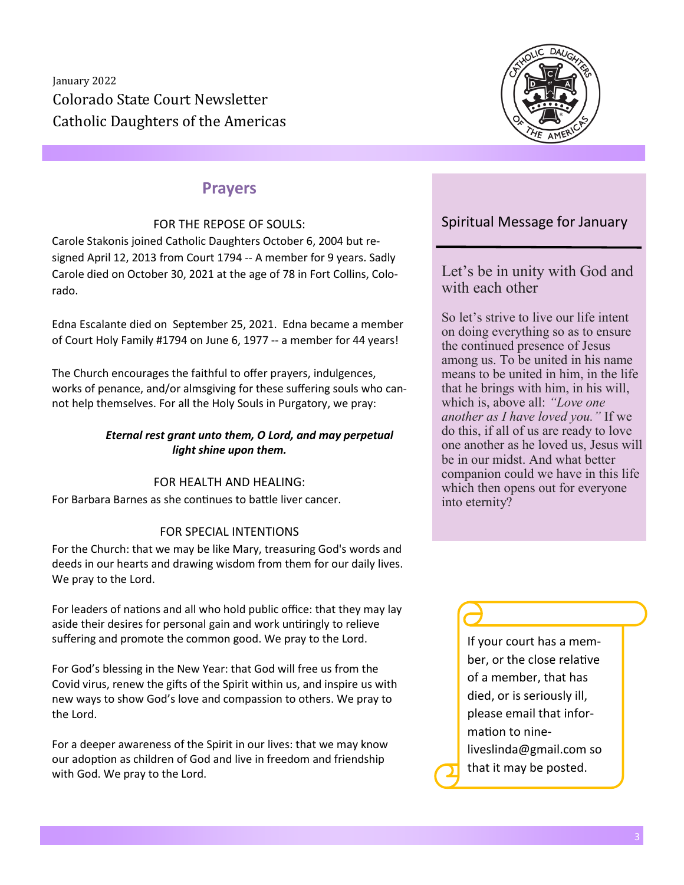January 2022
Colorado State Court Newsletter
Catholic Daughters of the Americas

## Prayers

FOR THE REPOSE OF SOULS:

Carole Stakonis joined Catholic Daughters October 6, 2004 but resigned April 12, 2013 from Court 1794 -- A member for 9 years. Sadly Carole died on October 30, 2021 at the age of 78 in Fort Collins, Colorado.

Edna Escalante died on September 25, 2021. Edna became a member of Court Holy Family #1794 on June 6, 1977 -- a member for 44 years!

The Church encourages the faithful to offer prayers, indulgences, works of penance, and/or almsgiving for these suffering souls who cannot help themselves. For all the Holy Souls in Purgatory, we pray:

***Eternal rest grant unto them, O Lord, and may perpetual light shine upon them.***

FOR HEALTH AND HEALING:

For Barbara Barnes as she continues to battle liver cancer.

FOR SPECIAL INTENTIONS

For the Church: that we may be like Mary, treasuring God's words and deeds in our hearts and drawing wisdom from them for our daily lives. We pray to the Lord.

For leaders of nations and all who hold public office: that they may lay aside their desires for personal gain and work untiringly to relieve suffering and promote the common good. We pray to the Lord.

For God's blessing in the New Year: that God will free us from the Covid virus, renew the gifts of the Spirit within us, and inspire us with new ways to show God's love and compassion to others. We pray to the Lord.

For a deeper awareness of the Spirit in our lives: that we may know our adoption as children of God and live in freedom and friendship with God. We pray to the Lord.

## Spiritual Message for January

### Let's be in unity with God and with each other

So let's strive to live our life intent on doing everything so as to ensure the continued presence of Jesus among us. To be united in his name means to be united in him, in the life that he brings with him, in his will, which is, above all: *"Love one another as I have loved you."* If we do this, if all of us are ready to love one another as he loved us, Jesus will be in our midst. And what better companion could we have in this life which then opens out for everyone into eternity?

If your court has a member, or the close relative of a member, that has died, or is seriously ill, please email that information to nine-liveslinda@gmail.com so that it may be posted.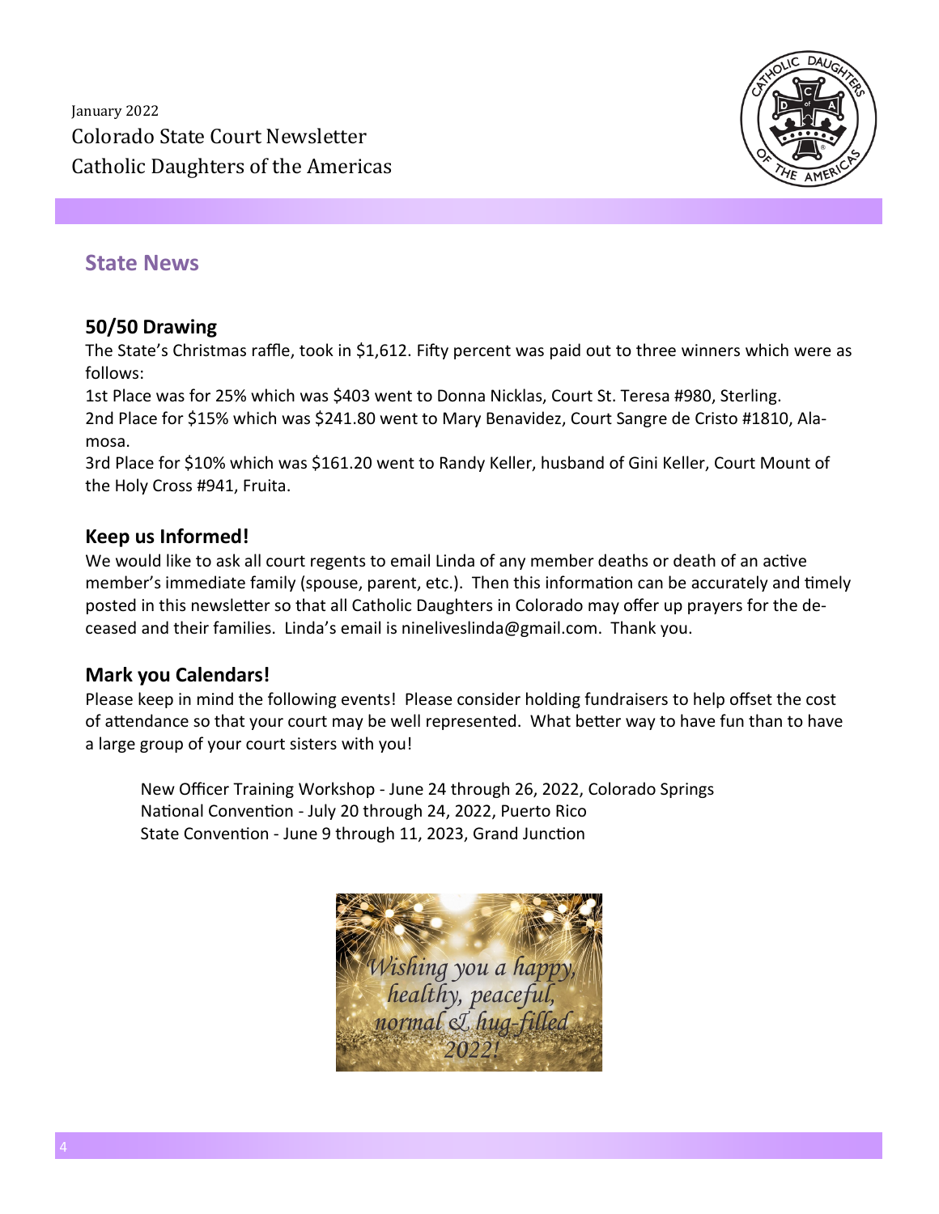January 2022

Colorado State Court Newsletter

Catholic Daughters of the Americas

## State News

### 50/50 Drawing

The State's Christmas raffle, took in $1,612. Fifty percent was paid out to three winners which were as follows:

1st Place was for 25% which was $403 went to Donna Nicklas, Court St. Teresa #980, Sterling.
2nd Place for $15% which was $241.80 went to Mary Benavidez, Court Sangre de Cristo #1810, Alamosa.
3rd Place for $10% which was $161.20 went to Randy Keller, husband of Gini Keller, Court Mount of the Holy Cross #941, Fruita.

### Keep us Informed!

We would like to ask all court regents to email Linda of any member deaths or death of an active member's immediate family (spouse, parent, etc.). Then this information can be accurately and timely posted in this newsletter so that all Catholic Daughters in Colorado may offer up prayers for the deceased and their families. Linda's email is nineliveslinda@gmail.com. Thank you.

### Mark you Calendars!

Please keep in mind the following events! Please consider holding fundraisers to help offset the cost of attendance so that your court may be well represented. What better way to have fun than to have a large group of your court sisters with you!

New Officer Training Workshop - June 24 through 26, 2022, Colorado Springs
National Convention - July 20 through 24, 2022, Puerto Rico
State Convention - June 9 through 11, 2023, Grand Junction

*Wishing you a happy, healthy, peaceful, normal & hug-filled 2022!*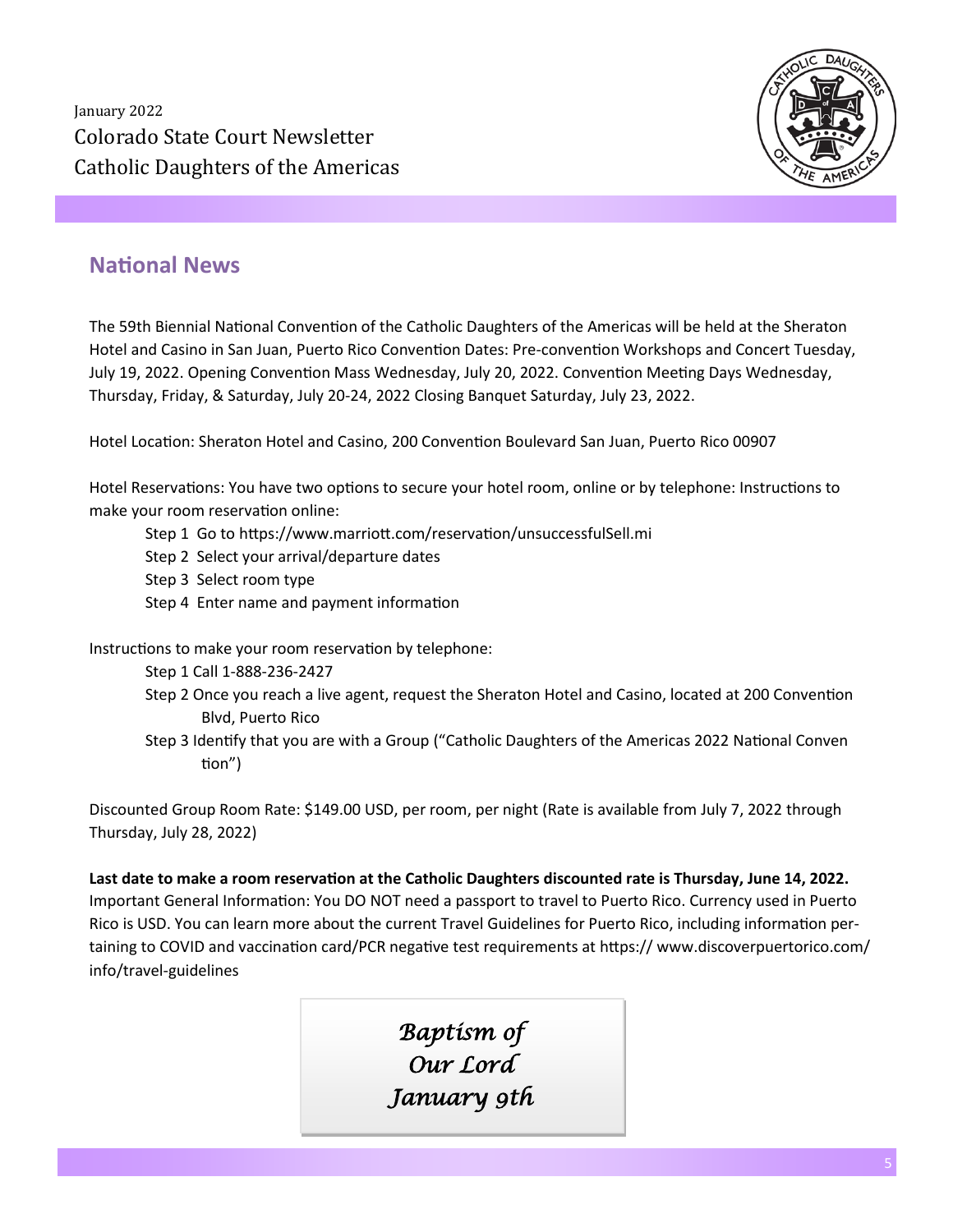January 2022
Colorado State Court Newsletter
Catholic Daughters of the Americas

## National News

The 59th Biennial National Convention of the Catholic Daughters of the Americas will be held at the Sheraton Hotel and Casino in San Juan, Puerto Rico Convention Dates: Pre-convention Workshops and Concert Tuesday, July 19, 2022. Opening Convention Mass Wednesday, July 20, 2022. Convention Meeting Days Wednesday, Thursday, Friday, & Saturday, July 20-24, 2022 Closing Banquet Saturday, July 23, 2022.

Hotel Location: Sheraton Hotel and Casino, 200 Convention Boulevard San Juan, Puerto Rico 00907

Hotel Reservations: You have two options to secure your hotel room, online or by telephone: Instructions to make your room reservation online:

- Step 1 Go to https://www.marriott.com/reservation/unsuccessfulSell.mi
- Step 2 Select your arrival/departure dates
- Step 3 Select room type
- Step 4 Enter name and payment information

Instructions to make your room reservation by telephone:

- Step 1 Call 1-888-236-2427
- Step 2 Once you reach a live agent, request the Sheraton Hotel and Casino, located at 200 Convention Blvd, Puerto Rico
- Step 3 Identify that you are with a Group ("Catholic Daughters of the Americas 2022 National Convention")

Discounted Group Room Rate: $149.00 USD, per room, per night (Rate is available from July 7, 2022 through Thursday, July 28, 2022)

**Last date to make a room reservation at the Catholic Daughters discounted rate is Thursday, June 14, 2022.**
Important General Information: You DO NOT need a passport to travel to Puerto Rico. Currency used in Puerto Rico is USD. You can learn more about the current Travel Guidelines for Puerto Rico, including information pertaining to COVID and vaccination card/PCR negative test requirements at https:// www.discoverpuertorico.com/info/travel-guidelines

*Baptism of Our Lord January 9th*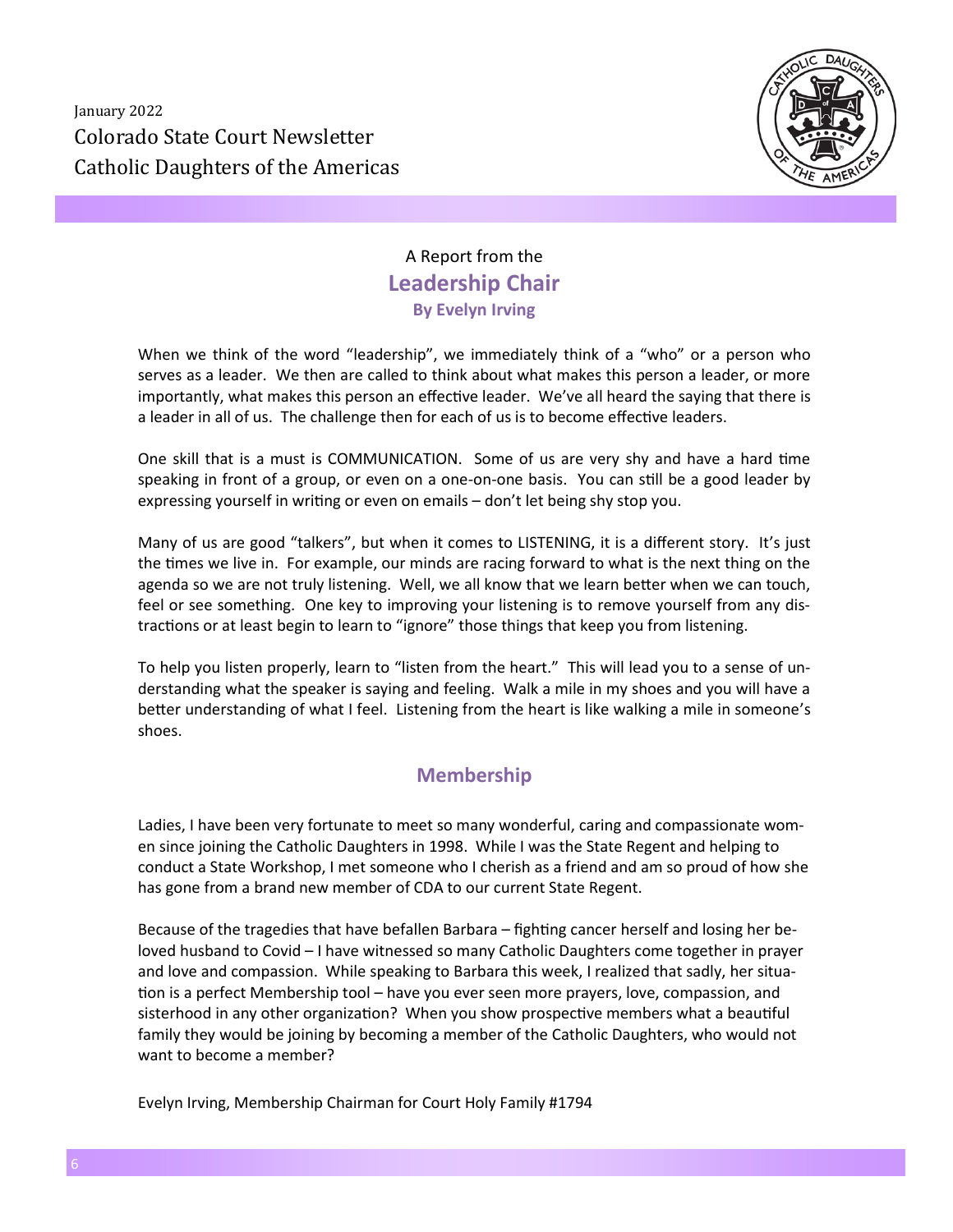January 2022

Colorado State Court Newsletter

Catholic Daughters of the Americas

A Report from the

## Leadership Chair

**By Evelyn Irving**

When we think of the word "leadership", we immediately think of a "who" or a person who serves as a leader. We then are called to think about what makes this person a leader, or more importantly, what makes this person an effective leader. We've all heard the saying that there is a leader in all of us. The challenge then for each of us is to become effective leaders.

One skill that is a must is COMMUNICATION. Some of us are very shy and have a hard time speaking in front of a group, or even on a one-on-one basis. You can still be a good leader by expressing yourself in writing or even on emails – don't let being shy stop you.

Many of us are good "talkers", but when it comes to LISTENING, it is a different story. It's just the times we live in. For example, our minds are racing forward to what is the next thing on the agenda so we are not truly listening. Well, we all know that we learn better when we can touch, feel or see something. One key to improving your listening is to remove yourself from any distractions or at least begin to learn to "ignore" those things that keep you from listening.

To help you listen properly, learn to "listen from the heart." This will lead you to a sense of understanding what the speaker is saying and feeling. Walk a mile in my shoes and you will have a better understanding of what I feel. Listening from the heart is like walking a mile in someone's shoes.

## Membership

Ladies, I have been very fortunate to meet so many wonderful, caring and compassionate women since joining the Catholic Daughters in 1998. While I was the State Regent and helping to conduct a State Workshop, I met someone who I cherish as a friend and am so proud of how she has gone from a brand new member of CDA to our current State Regent.

Because of the tragedies that have befallen Barbara – fighting cancer herself and losing her beloved husband to Covid – I have witnessed so many Catholic Daughters come together in prayer and love and compassion. While speaking to Barbara this week, I realized that sadly, her situation is a perfect Membership tool – have you ever seen more prayers, love, compassion, and sisterhood in any other organization? When you show prospective members what a beautiful family they would be joining by becoming a member of the Catholic Daughters, who would not want to become a member?

Evelyn Irving, Membership Chairman for Court Holy Family #1794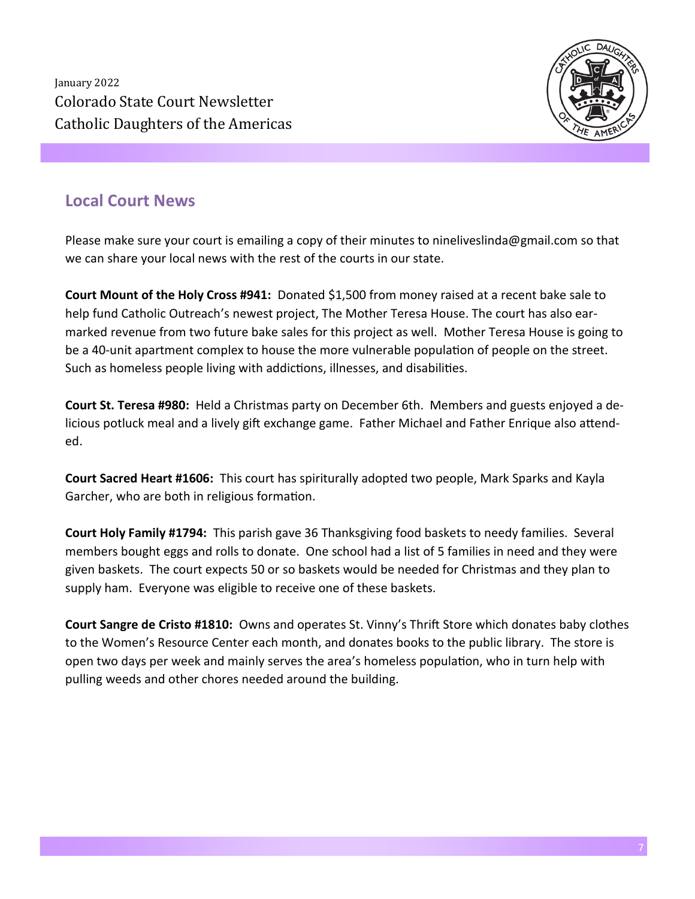January 2022

Colorado State Court Newsletter

Catholic Daughters of the Americas

## Local Court News

Please make sure your court is emailing a copy of their minutes to nineliveslinda@gmail.com so that we can share your local news with the rest of the courts in our state.

**Court Mount of the Holy Cross #941:** Donated $1,500 from money raised at a recent bake sale to help fund Catholic Outreach's newest project, The Mother Teresa House. The court has also earmarked revenue from two future bake sales for this project as well. Mother Teresa House is going to be a 40-unit apartment complex to house the more vulnerable population of people on the street. Such as homeless people living with addictions, illnesses, and disabilities.

**Court St. Teresa #980:** Held a Christmas party on December 6th. Members and guests enjoyed a delicious potluck meal and a lively gift exchange game. Father Michael and Father Enrique also attended.

**Court Sacred Heart #1606:** This court has spiritually adopted two people, Mark Sparks and Kayla Garcher, who are both in religious formation.

**Court Holy Family #1794:** This parish gave 36 Thanksgiving food baskets to needy families. Several members bought eggs and rolls to donate. One school had a list of 5 families in need and they were given baskets. The court expects 50 or so baskets would be needed for Christmas and they plan to supply ham. Everyone was eligible to receive one of these baskets.

**Court Sangre de Cristo #1810:** Owns and operates St. Vinny's Thrift Store which donates baby clothes to the Women's Resource Center each month, and donates books to the public library. The store is open two days per week and mainly serves the area's homeless population, who in turn help with pulling weeds and other chores needed around the building.